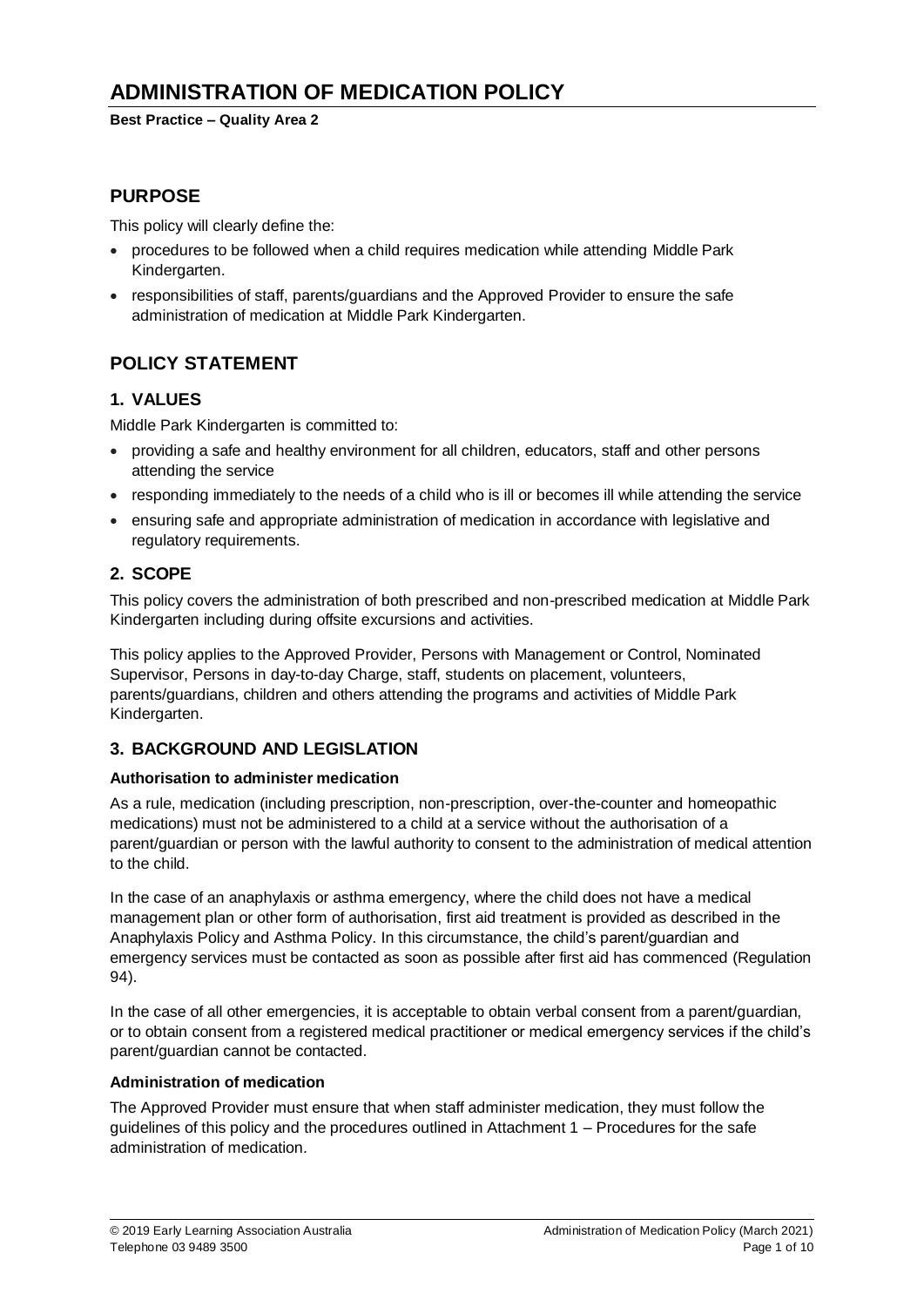# ADMINISTRATION OF MEDICATION POLICY

**Best Practice – Quality Area 2**

## PURPOSE

This policy will clearly define the:

- procedures to be followed when a child requires medication while attending Middle Park Kindergarten.
- responsibilities of staff, parents/guardians and the Approved Provider to ensure the safe administration of medication at Middle Park Kindergarten.

## POLICY STATEMENT

### 1. VALUES

Middle Park Kindergarten is committed to:

- providing a safe and healthy environment for all children, educators, staff and other persons attending the service
- responding immediately to the needs of a child who is ill or becomes ill while attending the service
- ensuring safe and appropriate administration of medication in accordance with legislative and regulatory requirements.

### 2. SCOPE

This policy covers the administration of both prescribed and non-prescribed medication at Middle Park Kindergarten including during offsite excursions and activities.

This policy applies to the Approved Provider, Persons with Management or Control, Nominated Supervisor, Persons in day-to-day Charge, staff, students on placement, volunteers, parents/guardians, children and others attending the programs and activities of Middle Park Kindergarten.

### 3. BACKGROUND AND LEGISLATION

**Authorisation to administer medication**

As a rule, medication (including prescription, non-prescription, over-the-counter and homeopathic medications) must not be administered to a child at a service without the authorisation of a parent/guardian or person with the lawful authority to consent to the administration of medical attention to the child.

In the case of an anaphylaxis or asthma emergency, where the child does not have a medical management plan or other form of authorisation, first aid treatment is provided as described in the Anaphylaxis Policy and Asthma Policy. In this circumstance, the child's parent/guardian and emergency services must be contacted as soon as possible after first aid has commenced (Regulation 94).

In the case of all other emergencies, it is acceptable to obtain verbal consent from a parent/guardian, or to obtain consent from a registered medical practitioner or medical emergency services if the child's parent/guardian cannot be contacted.

**Administration of medication**

The Approved Provider must ensure that when staff administer medication, they must follow the guidelines of this policy and the procedures outlined in Attachment 1 – Procedures for the safe administration of medication.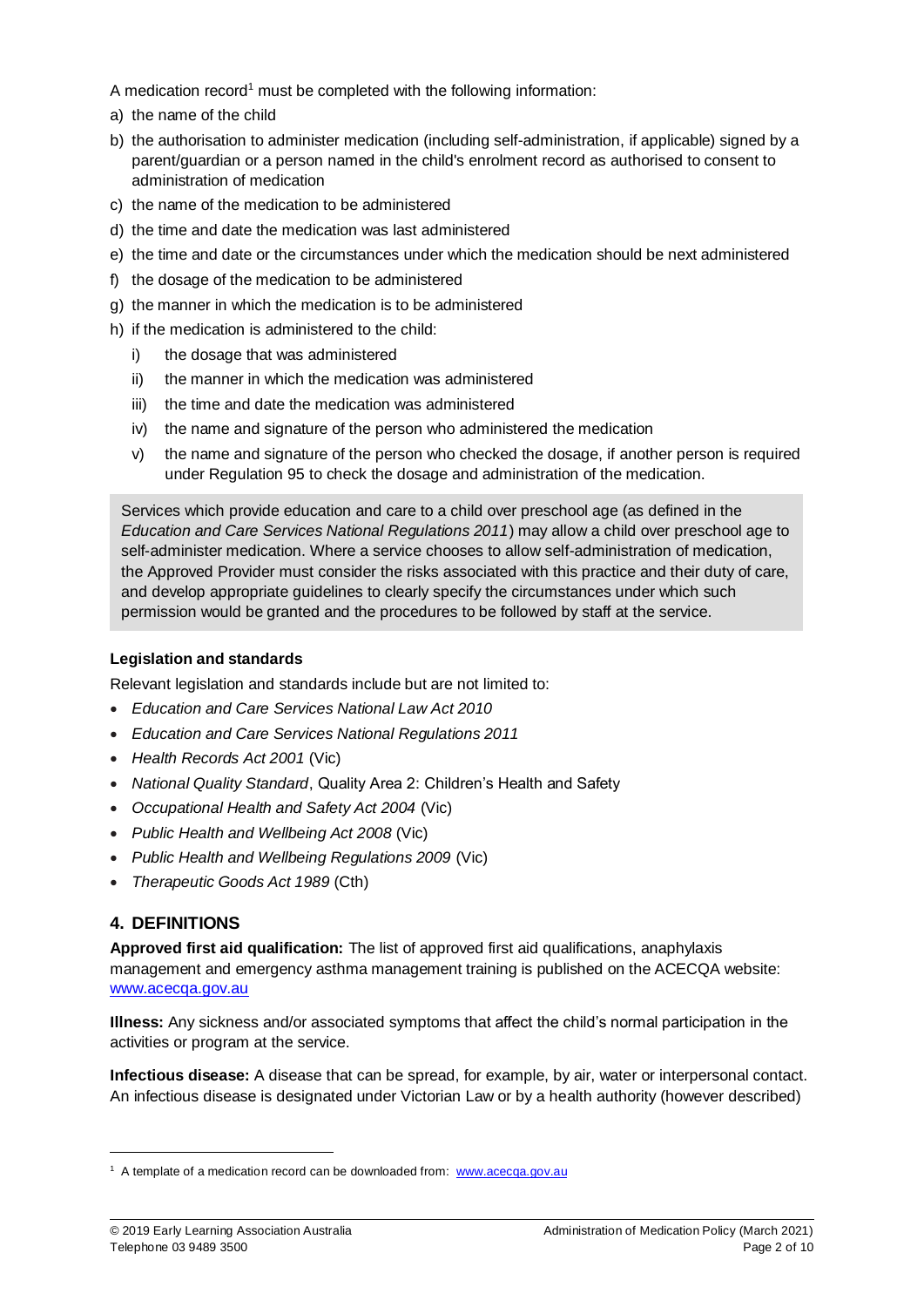A medication record[1] must be completed with the following information:

a) the name of the child
b) the authorisation to administer medication (including self-administration, if applicable) signed by a parent/guardian or a person named in the child's enrolment record as authorised to consent to administration of medication
c) the name of the medication to be administered
d) the time and date the medication was last administered
e) the time and date or the circumstances under which the medication should be next administered
f) the dosage of the medication to be administered
g) the manner in which the medication is to be administered
h) if the medication is administered to the child:
   i) the dosage that was administered
   ii) the manner in which the medication was administered
   iii) the time and date the medication was administered
   iv) the name and signature of the person who administered the medication
   v) the name and signature of the person who checked the dosage, if another person is required under Regulation 95 to check the dosage and administration of the medication.

> Services which provide education and care to a child over preschool age (as defined in the *Education and Care Services National Regulations 2011*) may allow a child over preschool age to self-administer medication. Where a service chooses to allow self-administration of medication, the Approved Provider must consider the risks associated with this practice and their duty of care, and develop appropriate guidelines to clearly specify the circumstances under which such permission would be granted and the procedures to be followed by staff at the service.

**Legislation and standards**

Relevant legislation and standards include but are not limited to:

- *Education and Care Services National Law Act 2010*
- *Education and Care Services National Regulations 2011*
- *Health Records Act 2001* (Vic)
- *National Quality Standard*, Quality Area 2: Children's Health and Safety
- *Occupational Health and Safety Act 2004* (Vic)
- *Public Health and Wellbeing Act 2008* (Vic)
- *Public Health and Wellbeing Regulations 2009* (Vic)
- *Therapeutic Goods Act 1989* (Cth)

## 4. DEFINITIONS

**Approved first aid qualification:** The list of approved first aid qualifications, anaphylaxis management and emergency asthma management training is published on the ACECQA website: www.acecqa.gov.au

**Illness:** Any sickness and/or associated symptoms that affect the child's normal participation in the activities or program at the service.

**Infectious disease:** A disease that can be spread, for example, by air, water or interpersonal contact. An infectious disease is designated under Victorian Law or by a health authority (however described)

[1] A template of a medication record can be downloaded from: www.acecqa.gov.au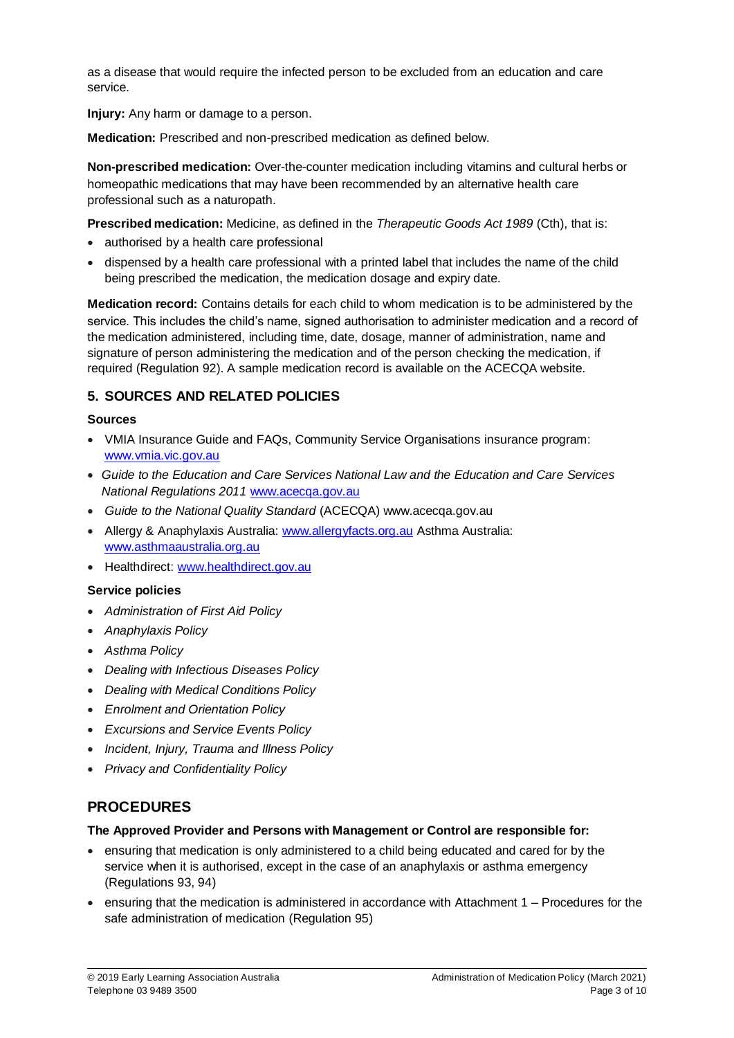as a disease that would require the infected person to be excluded from an education and care service.

**Injury:** Any harm or damage to a person.

**Medication:** Prescribed and non-prescribed medication as defined below.

**Non-prescribed medication:** Over-the-counter medication including vitamins and cultural herbs or homeopathic medications that may have been recommended by an alternative health care professional such as a naturopath.

**Prescribed medication:** Medicine, as defined in the *Therapeutic Goods Act 1989* (Cth), that is:

- authorised by a health care professional
- dispensed by a health care professional with a printed label that includes the name of the child being prescribed the medication, the medication dosage and expiry date.

**Medication record:** Contains details for each child to whom medication is to be administered by the service. This includes the child's name, signed authorisation to administer medication and a record of the medication administered, including time, date, dosage, manner of administration, name and signature of person administering the medication and of the person checking the medication, if required (Regulation 92). A sample medication record is available on the ACECQA website.

## 5. SOURCES AND RELATED POLICIES

### Sources

- VMIA Insurance Guide and FAQs, Community Service Organisations insurance program: www.vmia.vic.gov.au
- *Guide to the Education and Care Services National Law and the Education and Care Services National Regulations 2011* www.acecqa.gov.au
- *Guide to the National Quality Standard* (ACECQA) www.acecqa.gov.au
- Allergy & Anaphylaxis Australia: www.allergyfacts.org.au Asthma Australia: www.asthmaaustralia.org.au
- Healthdirect: www.healthdirect.gov.au

### Service policies

- *Administration of First Aid Policy*
- *Anaphylaxis Policy*
- *Asthma Policy*
- *Dealing with Infectious Diseases Policy*
- *Dealing with Medical Conditions Policy*
- *Enrolment and Orientation Policy*
- *Excursions and Service Events Policy*
- *Incident, Injury, Trauma and Illness Policy*
- *Privacy and Confidentiality Policy*

# PROCEDURES

**The Approved Provider and Persons with Management or Control are responsible for:**

- ensuring that medication is only administered to a child being educated and cared for by the service when it is authorised, except in the case of an anaphylaxis or asthma emergency (Regulations 93, 94)
- ensuring that the medication is administered in accordance with Attachment 1 – Procedures for the safe administration of medication (Regulation 95)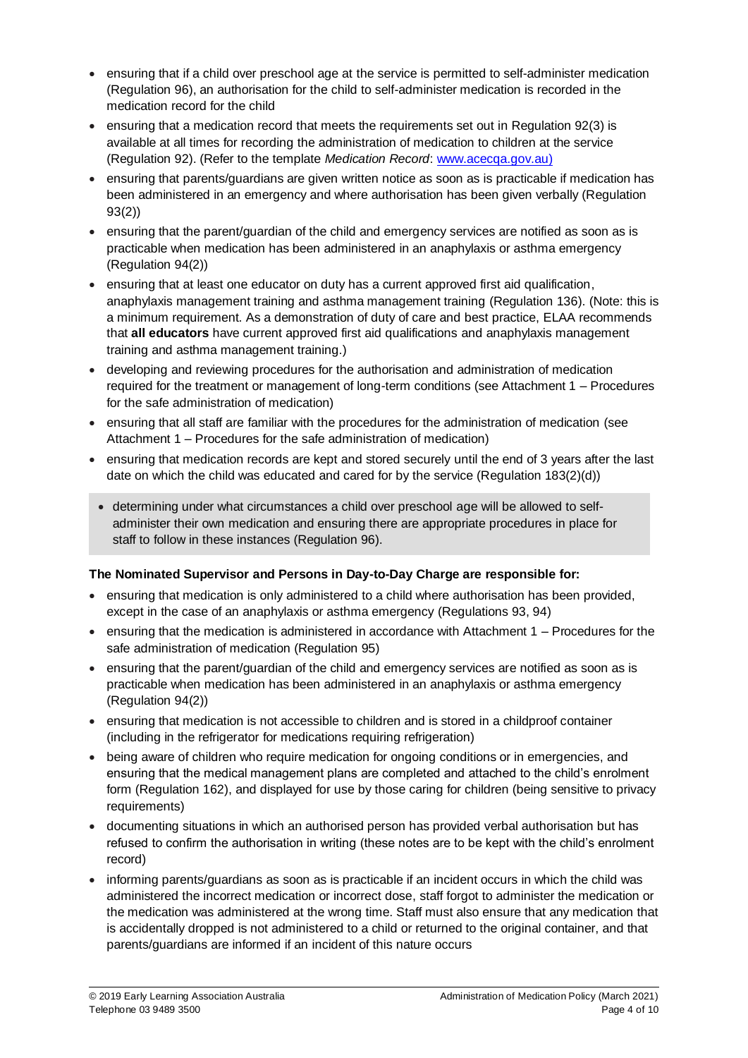- ensuring that if a child over preschool age at the service is permitted to self-administer medication (Regulation 96), an authorisation for the child to self-administer medication is recorded in the medication record for the child
- ensuring that a medication record that meets the requirements set out in Regulation 92(3) is available at all times for recording the administration of medication to children at the service (Regulation 92). (Refer to the template *Medication Record*: www.acecqa.gov.au)
- ensuring that parents/guardians are given written notice as soon as is practicable if medication has been administered in an emergency and where authorisation has been given verbally (Regulation 93(2))
- ensuring that the parent/guardian of the child and emergency services are notified as soon as is practicable when medication has been administered in an anaphylaxis or asthma emergency (Regulation 94(2))
- ensuring that at least one educator on duty has a current approved first aid qualification, anaphylaxis management training and asthma management training (Regulation 136). (Note: this is a minimum requirement. As a demonstration of duty of care and best practice, ELAA recommends that **all educators** have current approved first aid qualifications and anaphylaxis management training and asthma management training.)
- developing and reviewing procedures for the authorisation and administration of medication required for the treatment or management of long-term conditions (see Attachment 1 – Procedures for the safe administration of medication)
- ensuring that all staff are familiar with the procedures for the administration of medication (see Attachment 1 – Procedures for the safe administration of medication)
- ensuring that medication records are kept and stored securely until the end of 3 years after the last date on which the child was educated and cared for by the service (Regulation 183(2)(d))
- determining under what circumstances a child over preschool age will be allowed to self-administer their own medication and ensuring there are appropriate procedures in place for staff to follow in these instances (Regulation 96).

**The Nominated Supervisor and Persons in Day-to-Day Charge are responsible for:**

- ensuring that medication is only administered to a child where authorisation has been provided, except in the case of an anaphylaxis or asthma emergency (Regulations 93, 94)
- ensuring that the medication is administered in accordance with Attachment 1 – Procedures for the safe administration of medication (Regulation 95)
- ensuring that the parent/guardian of the child and emergency services are notified as soon as is practicable when medication has been administered in an anaphylaxis or asthma emergency (Regulation 94(2))
- ensuring that medication is not accessible to children and is stored in a childproof container (including in the refrigerator for medications requiring refrigeration)
- being aware of children who require medication for ongoing conditions or in emergencies, and ensuring that the medical management plans are completed and attached to the child's enrolment form (Regulation 162), and displayed for use by those caring for children (being sensitive to privacy requirements)
- documenting situations in which an authorised person has provided verbal authorisation but has refused to confirm the authorisation in writing (these notes are to be kept with the child's enrolment record)
- informing parents/guardians as soon as is practicable if an incident occurs in which the child was administered the incorrect medication or incorrect dose, staff forgot to administer the medication or the medication was administered at the wrong time. Staff must also ensure that any medication that is accidentally dropped is not administered to a child or returned to the original container, and that parents/guardians are informed if an incident of this nature occurs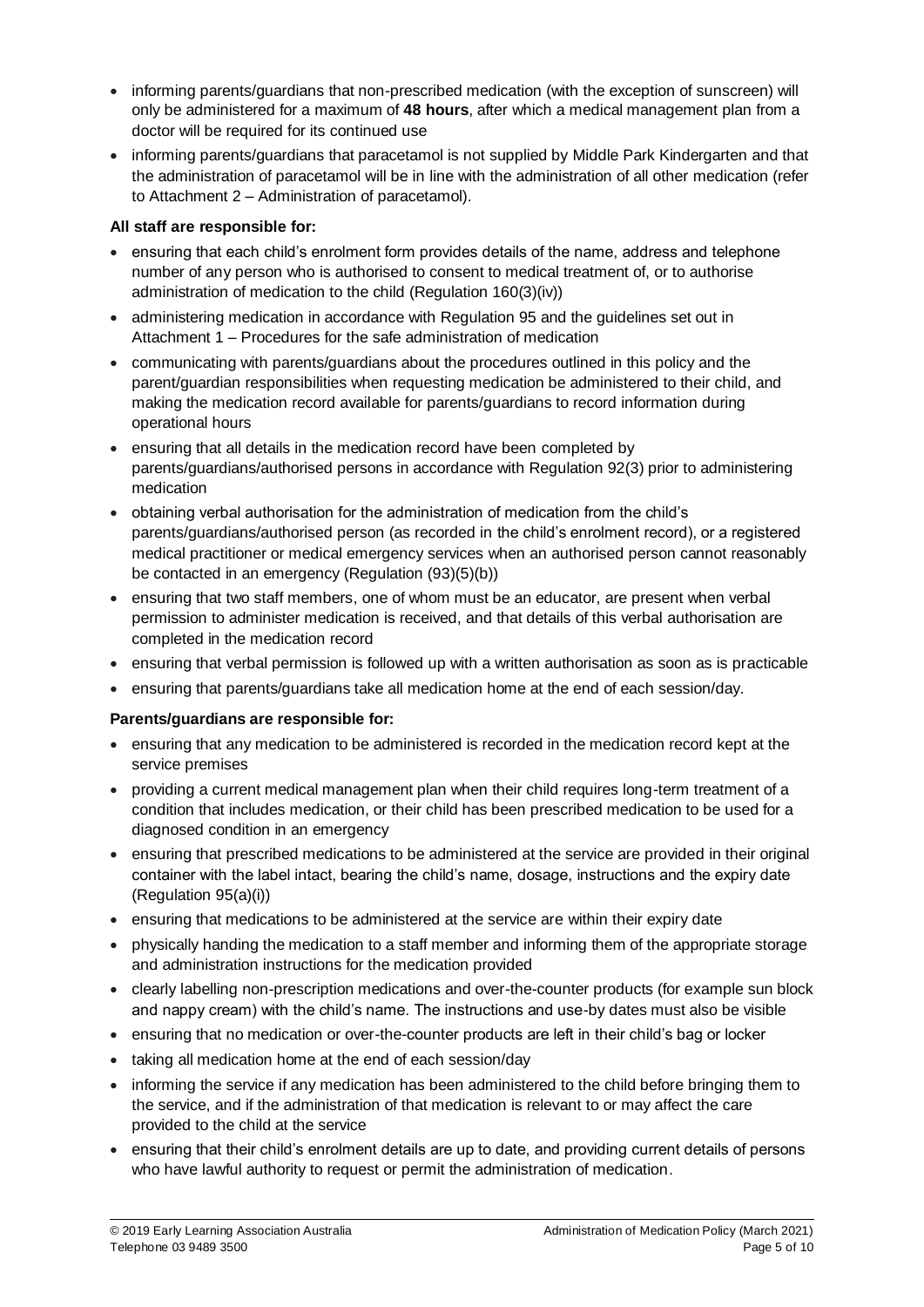- informing parents/guardians that non-prescribed medication (with the exception of sunscreen) will only be administered for a maximum of **48 hours**, after which a medical management plan from a doctor will be required for its continued use
- informing parents/guardians that paracetamol is not supplied by Middle Park Kindergarten and that the administration of paracetamol will be in line with the administration of all other medication (refer to Attachment 2 – Administration of paracetamol).

**All staff are responsible for:**

- ensuring that each child's enrolment form provides details of the name, address and telephone number of any person who is authorised to consent to medical treatment of, or to authorise administration of medication to the child (Regulation 160(3)(iv))
- administering medication in accordance with Regulation 95 and the guidelines set out in Attachment 1 – Procedures for the safe administration of medication
- communicating with parents/guardians about the procedures outlined in this policy and the parent/guardian responsibilities when requesting medication be administered to their child, and making the medication record available for parents/guardians to record information during operational hours
- ensuring that all details in the medication record have been completed by parents/guardians/authorised persons in accordance with Regulation 92(3) prior to administering medication
- obtaining verbal authorisation for the administration of medication from the child's parents/guardians/authorised person (as recorded in the child's enrolment record), or a registered medical practitioner or medical emergency services when an authorised person cannot reasonably be contacted in an emergency (Regulation (93)(5)(b))
- ensuring that two staff members, one of whom must be an educator, are present when verbal permission to administer medication is received, and that details of this verbal authorisation are completed in the medication record
- ensuring that verbal permission is followed up with a written authorisation as soon as is practicable
- ensuring that parents/guardians take all medication home at the end of each session/day.

**Parents/guardians are responsible for:**

- ensuring that any medication to be administered is recorded in the medication record kept at the service premises
- providing a current medical management plan when their child requires long-term treatment of a condition that includes medication, or their child has been prescribed medication to be used for a diagnosed condition in an emergency
- ensuring that prescribed medications to be administered at the service are provided in their original container with the label intact, bearing the child's name, dosage, instructions and the expiry date (Regulation 95(a)(i))
- ensuring that medications to be administered at the service are within their expiry date
- physically handing the medication to a staff member and informing them of the appropriate storage and administration instructions for the medication provided
- clearly labelling non-prescription medications and over-the-counter products (for example sun block and nappy cream) with the child's name. The instructions and use-by dates must also be visible
- ensuring that no medication or over-the-counter products are left in their child's bag or locker
- taking all medication home at the end of each session/day
- informing the service if any medication has been administered to the child before bringing them to the service, and if the administration of that medication is relevant to or may affect the care provided to the child at the service
- ensuring that their child's enrolment details are up to date, and providing current details of persons who have lawful authority to request or permit the administration of medication.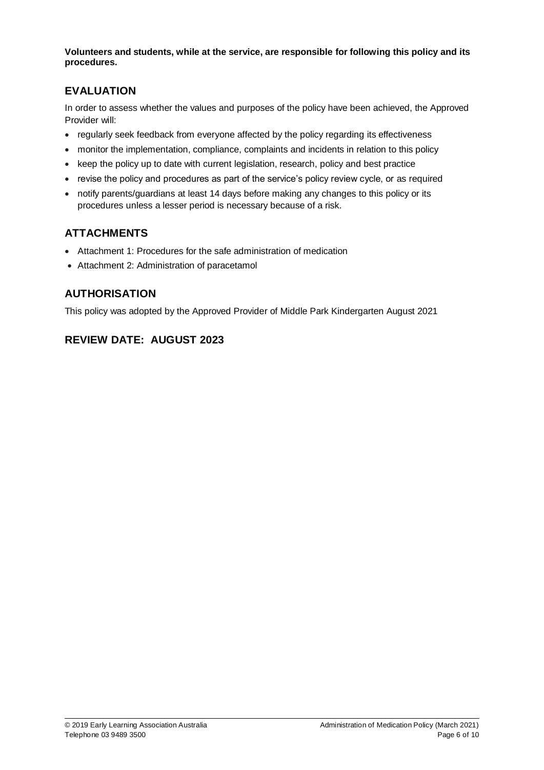**Volunteers and students, while at the service, are responsible for following this policy and its procedures.**

## EVALUATION

In order to assess whether the values and purposes of the policy have been achieved, the Approved Provider will:

- regularly seek feedback from everyone affected by the policy regarding its effectiveness
- monitor the implementation, compliance, complaints and incidents in relation to this policy
- keep the policy up to date with current legislation, research, policy and best practice
- revise the policy and procedures as part of the service's policy review cycle, or as required
- notify parents/guardians at least 14 days before making any changes to this policy or its procedures unless a lesser period is necessary because of a risk.

## ATTACHMENTS

- Attachment 1: Procedures for the safe administration of medication
- Attachment 2: Administration of paracetamol

## AUTHORISATION

This policy was adopted by the Approved Provider of Middle Park Kindergarten August 2021

## REVIEW DATE: AUGUST 2023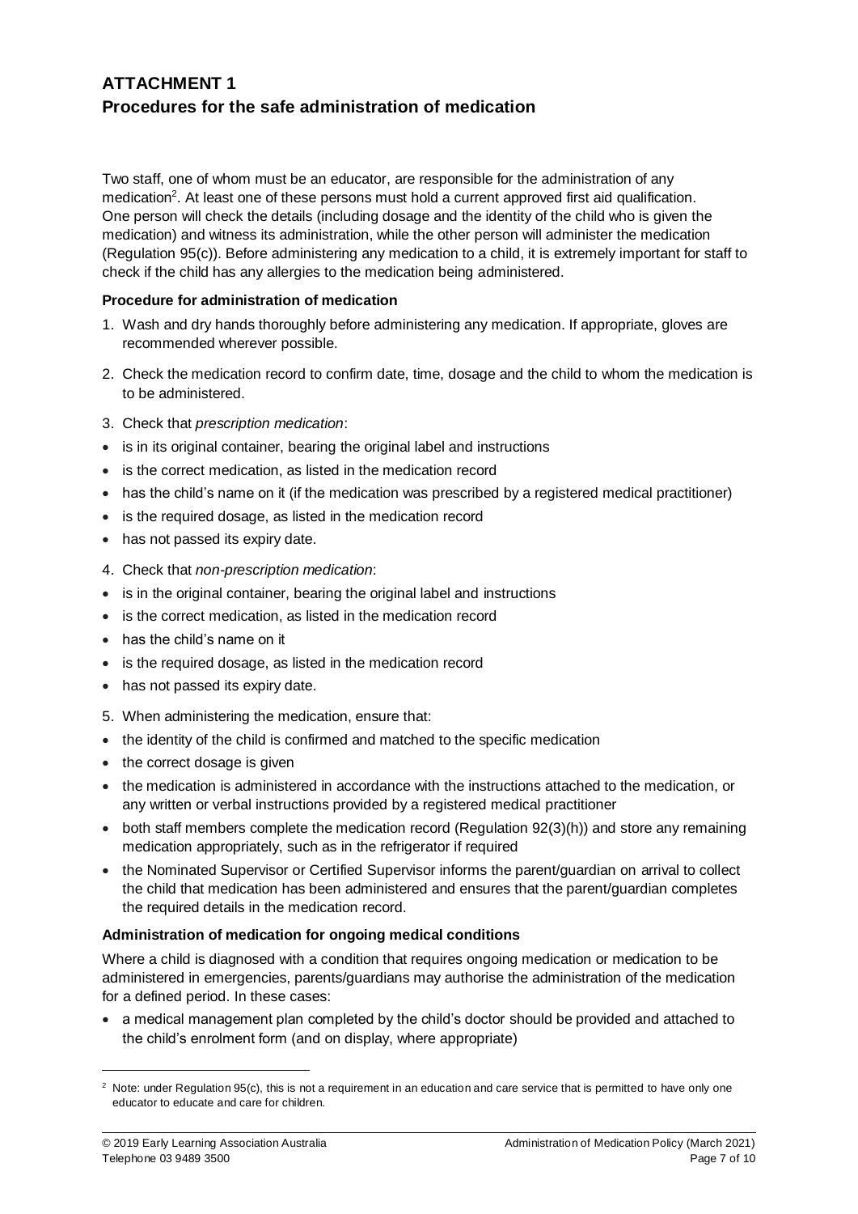# ATTACHMENT 1
## Procedures for the safe administration of medication

Two staff, one of whom must be an educator, are responsible for the administration of any medication[2]. At least one of these persons must hold a current approved first aid qualification. One person will check the details (including dosage and the identity of the child who is given the medication) and witness its administration, while the other person will administer the medication (Regulation 95(c)). Before administering any medication to a child, it is extremely important for staff to check if the child has any allergies to the medication being administered.

**Procedure for administration of medication**

1. Wash and dry hands thoroughly before administering any medication. If appropriate, gloves are recommended wherever possible.
2. Check the medication record to confirm date, time, dosage and the child to whom the medication is to be administered.
3. Check that *prescription medication*:

- is in its original container, bearing the original label and instructions
- is the correct medication, as listed in the medication record
- has the child's name on it (if the medication was prescribed by a registered medical practitioner)
- is the required dosage, as listed in the medication record
- has not passed its expiry date.

4. Check that *non-prescription medication*:

- is in the original container, bearing the original label and instructions
- is the correct medication, as listed in the medication record
- has the child's name on it
- is the required dosage, as listed in the medication record
- has not passed its expiry date.

5. When administering the medication, ensure that:

- the identity of the child is confirmed and matched to the specific medication
- the correct dosage is given
- the medication is administered in accordance with the instructions attached to the medication, or any written or verbal instructions provided by a registered medical practitioner
- both staff members complete the medication record (Regulation 92(3)(h)) and store any remaining medication appropriately, such as in the refrigerator if required
- the Nominated Supervisor or Certified Supervisor informs the parent/guardian on arrival to collect the child that medication has been administered and ensures that the parent/guardian completes the required details in the medication record.

**Administration of medication for ongoing medical conditions**

Where a child is diagnosed with a condition that requires ongoing medication or medication to be administered in emergencies, parents/guardians may authorise the administration of the medication for a defined period. In these cases:

- a medical management plan completed by the child's doctor should be provided and attached to the child's enrolment form (and on display, where appropriate)

[2] Note: under Regulation 95(c), this is not a requirement in an education and care service that is permitted to have only one educator to educate and care for children.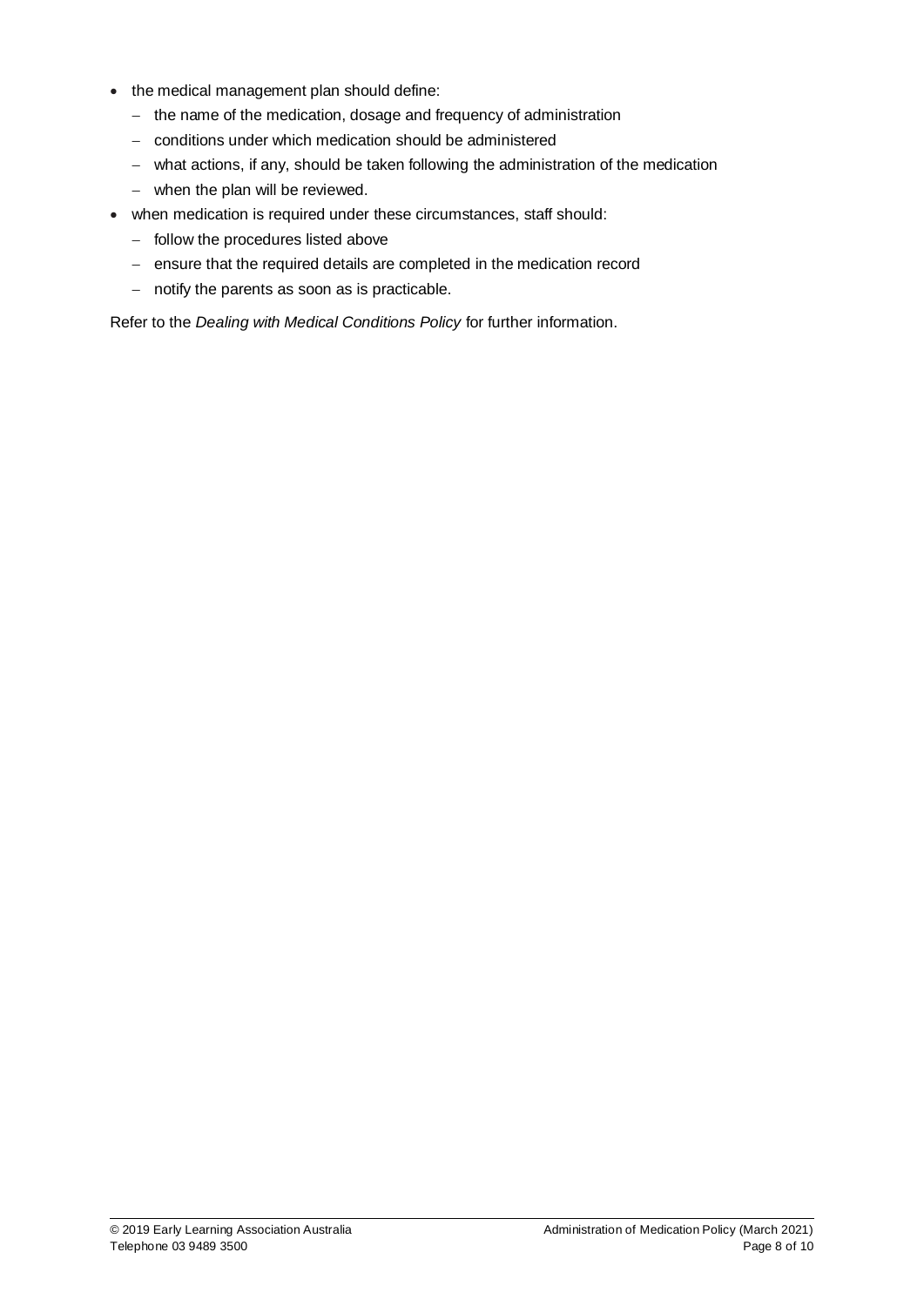- the medical management plan should define:
  - the name of the medication, dosage and frequency of administration
  - conditions under which medication should be administered
  - what actions, if any, should be taken following the administration of the medication
  - when the plan will be reviewed.
- when medication is required under these circumstances, staff should:
  - follow the procedures listed above
  - ensure that the required details are completed in the medication record
  - notify the parents as soon as is practicable.

Refer to the *Dealing with Medical Conditions Policy* for further information.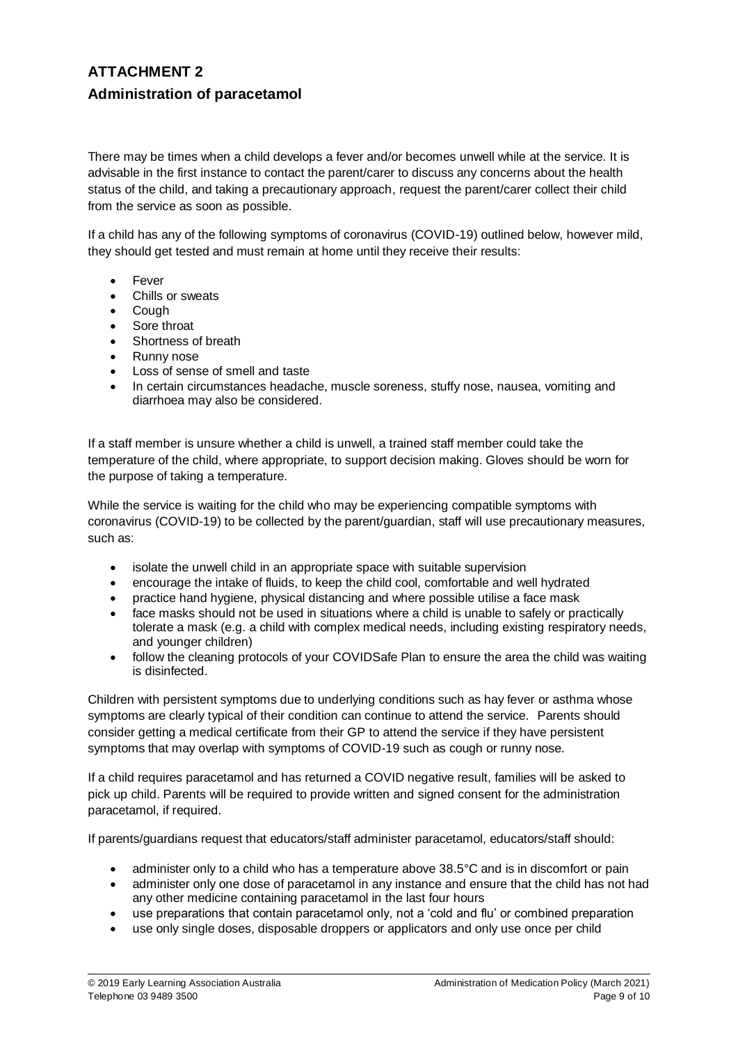## ATTACHMENT 2

## Administration of paracetamol

There may be times when a child develops a fever and/or becomes unwell while at the service. It is advisable in the first instance to contact the parent/carer to discuss any concerns about the health status of the child, and taking a precautionary approach, request the parent/carer collect their child from the service as soon as possible.

If a child has any of the following symptoms of coronavirus (COVID-19) outlined below, however mild, they should get tested and must remain at home until they receive their results:

- Fever
- Chills or sweats
- Cough
- Sore throat
- Shortness of breath
- Runny nose
- Loss of sense of smell and taste
- In certain circumstances headache, muscle soreness, stuffy nose, nausea, vomiting and diarrhoea may also be considered.

If a staff member is unsure whether a child is unwell, a trained staff member could take the temperature of the child, where appropriate, to support decision making. Gloves should be worn for the purpose of taking a temperature.

While the service is waiting for the child who may be experiencing compatible symptoms with coronavirus (COVID-19) to be collected by the parent/guardian, staff will use precautionary measures, such as:

- isolate the unwell child in an appropriate space with suitable supervision
- encourage the intake of fluids, to keep the child cool, comfortable and well hydrated
- practice hand hygiene, physical distancing and where possible utilise a face mask
- face masks should not be used in situations where a child is unable to safely or practically tolerate a mask (e.g. a child with complex medical needs, including existing respiratory needs, and younger children)
- follow the cleaning protocols of your COVIDSafe Plan to ensure the area the child was waiting is disinfected.

Children with persistent symptoms due to underlying conditions such as hay fever or asthma whose symptoms are clearly typical of their condition can continue to attend the service. Parents should consider getting a medical certificate from their GP to attend the service if they have persistent symptoms that may overlap with symptoms of COVID-19 such as cough or runny nose.

If a child requires paracetamol and has returned a COVID negative result, families will be asked to pick up child. Parents will be required to provide written and signed consent for the administration paracetamol, if required.

If parents/guardians request that educators/staff administer paracetamol, educators/staff should:

- administer only to a child who has a temperature above 38.5°C and is in discomfort or pain
- administer only one dose of paracetamol in any instance and ensure that the child has not had any other medicine containing paracetamol in the last four hours
- use preparations that contain paracetamol only, not a 'cold and flu' or combined preparation
- use only single doses, disposable droppers or applicators and only use once per child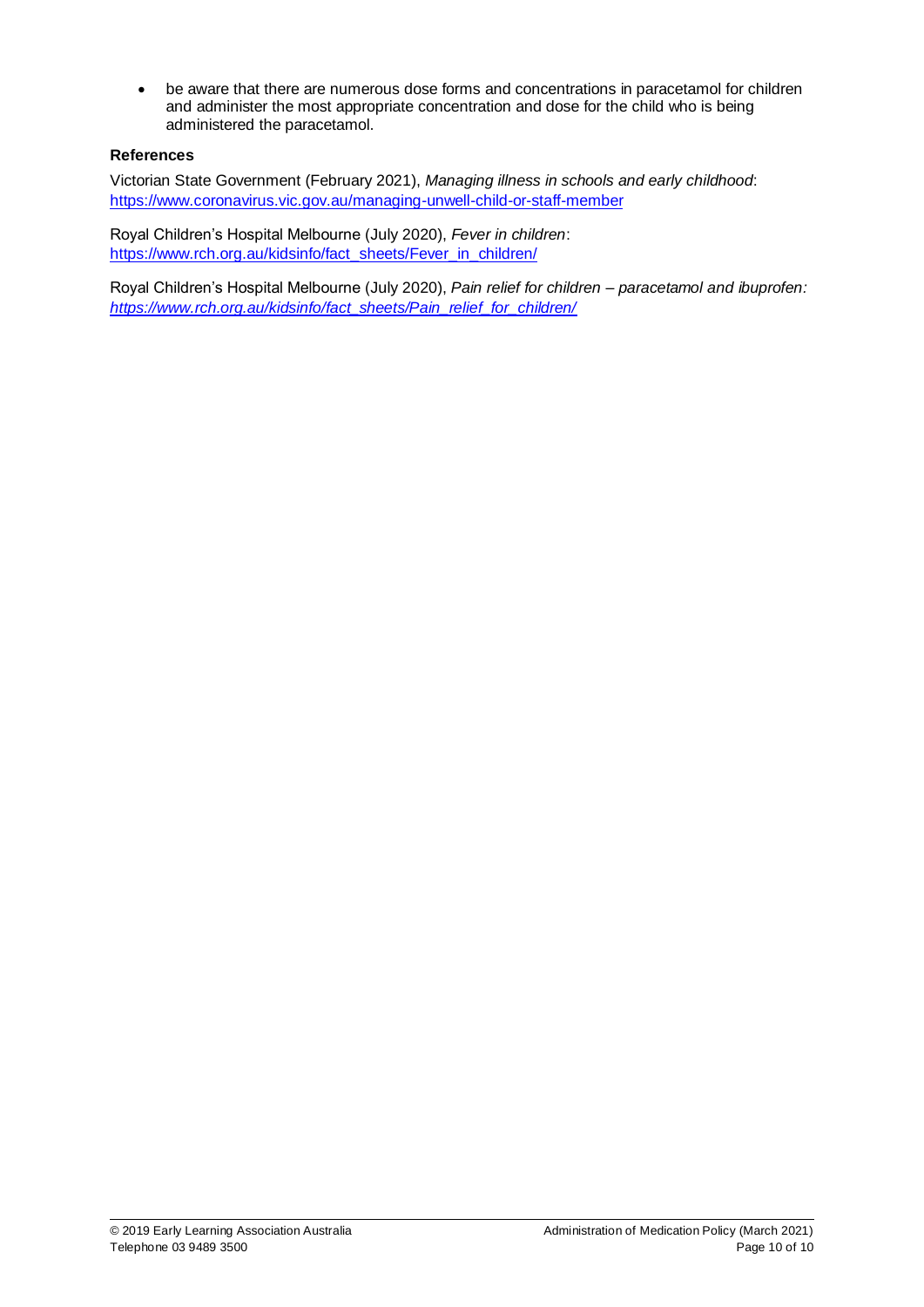- be aware that there are numerous dose forms and concentrations in paracetamol for children and administer the most appropriate concentration and dose for the child who is being administered the paracetamol.

**References**

Victorian State Government (February 2021), *Managing illness in schools and early childhood*: https://www.coronavirus.vic.gov.au/managing-unwell-child-or-staff-member

Royal Children's Hospital Melbourne (July 2020), *Fever in children*: https://www.rch.org.au/kidsinfo/fact_sheets/Fever_in_children/

Royal Children's Hospital Melbourne (July 2020), *Pain relief for children – paracetamol and ibuprofen: https://www.rch.org.au/kidsinfo/fact_sheets/Pain_relief_for_children/*